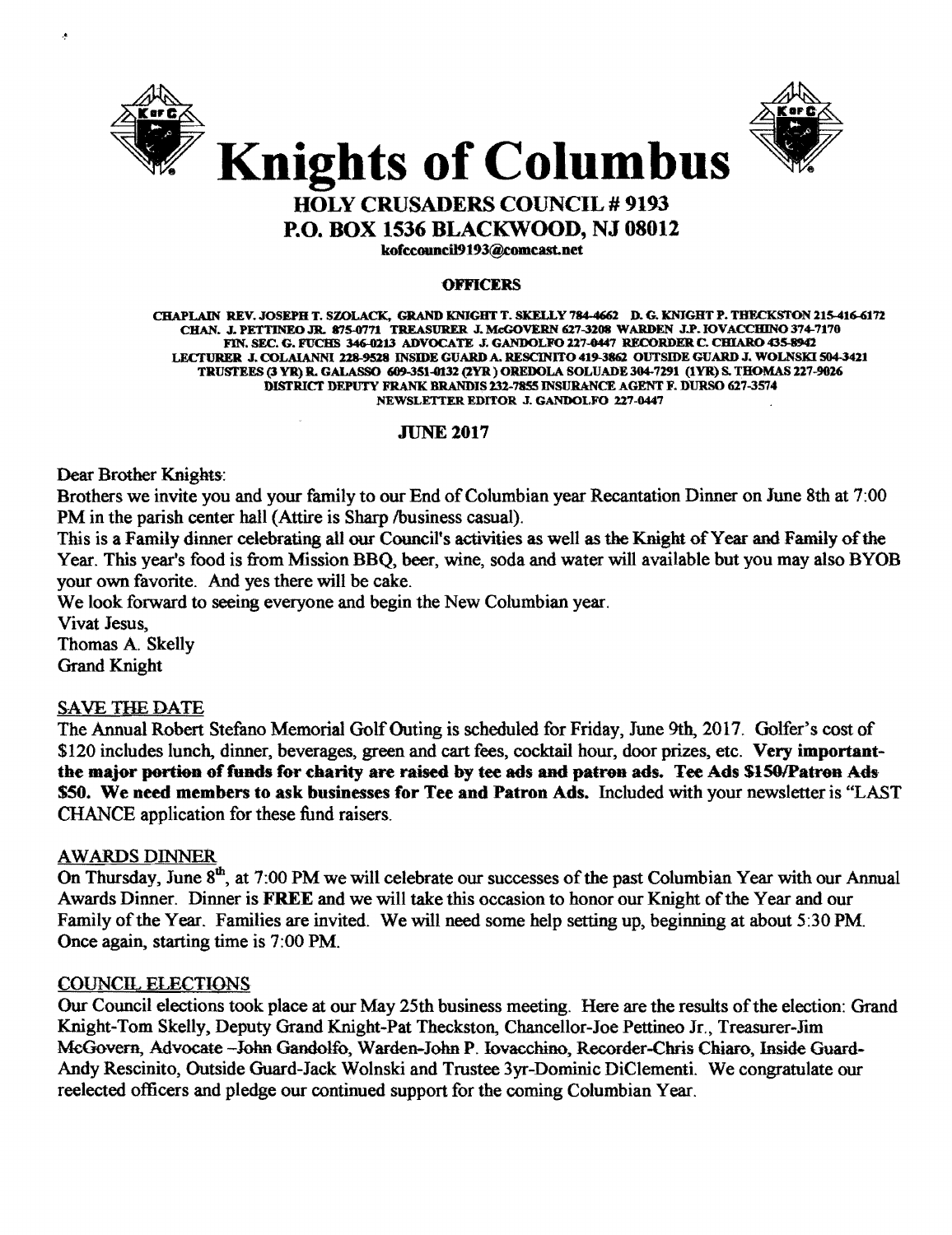# Knights of Columbus

## HOLY CRUSADERS COUNCIL # 9193
## P.O. BOX 1536 BLACKWOOD, NJ 08012

kofccouncil9193@comcast.net

**OFFICERS**

CHAPLAIN REV. JOSEPH T. SZOLACK, GRAND KNIGHT T. SKELLY 784-4662 D. G. KNIGHT P. THECKSTON 215-416-6172
CHAN. J. PETTINEO JR. 875-0771 TREASURER J. McGOVERN 627-3208 WARDEN J.P. IOVACCHINO 374-7170
FIN. SEC. G. FUCHS 346-0213 ADVOCATE J. GANDOLFO 227-0447 RECORDER C. CHIARO 435-8942
LECTURER J. COLAIANNI 228-9528 INSIDE GUARD A. RESCINITO 419-3862 OUTSIDE GUARD J. WOLNSKI 504-3421
TRUSTEES (3 YR) R. GALASSO 609-351-0132 (2YR) OREDOLA SOLUADE 304-7291 (1YR) S. THOMAS 227-9026
DISTRICT DEPUTY FRANK BRANDIS 232-7855 INSURANCE AGENT F. DURSO 627-3574
NEWSLETTER EDITOR J. GANDOLFO 227-0447

**JUNE 2017**

Dear Brother Knights:
Brothers we invite you and your family to our End of Columbian year Recantation Dinner on June 8th at 7:00 PM in the parish center hall (Attire is Sharp /business casual).
This is a Family dinner celebrating all our Council's activities as well as the Knight of Year and Family of the Year. This year's food is from Mission BBQ, beer, wine, soda and water will available but you may also BYOB your own favorite. And yes there will be cake.
We look forward to seeing everyone and begin the New Columbian year.
Vivat Jesus,
Thomas A. Skelly
Grand Knight

### SAVE THE DATE

The Annual Robert Stefano Memorial Golf Outing is scheduled for Friday, June 9th, 2017. Golfer's cost of $120 includes lunch, dinner, beverages, green and cart fees, cocktail hour, door prizes, etc. **Very important- the major portion of funds for charity are raised by tee ads and patron ads. Tee Ads $150/Patron Ads $50. We need members to ask businesses for Tee and Patron Ads.** Included with your newsletter is "LAST CHANCE application for these fund raisers.

### AWARDS DINNER

On Thursday, June 8th, at 7:00 PM we will celebrate our successes of the past Columbian Year with our Annual Awards Dinner. Dinner is **FREE** and we will take this occasion to honor our Knight of the Year and our Family of the Year. Families are invited. We will need some help setting up, beginning at about 5:30 PM. Once again, starting time is 7:00 PM.

### COUNCIL ELECTIONS

Our Council elections took place at our May 25th business meeting. Here are the results of the election: Grand Knight-Tom Skelly, Deputy Grand Knight-Pat Theckston, Chancellor-Joe Pettineo Jr., Treasurer-Jim McGovern, Advocate –John Gandolfo, Warden-John P. Iovacchino, Recorder-Chris Chiaro, Inside Guard-Andy Rescinito, Outside Guard-Jack Wolnski and Trustee 3yr-Dominic DiClementi. We congratulate our reelected officers and pledge our continued support for the coming Columbian Year.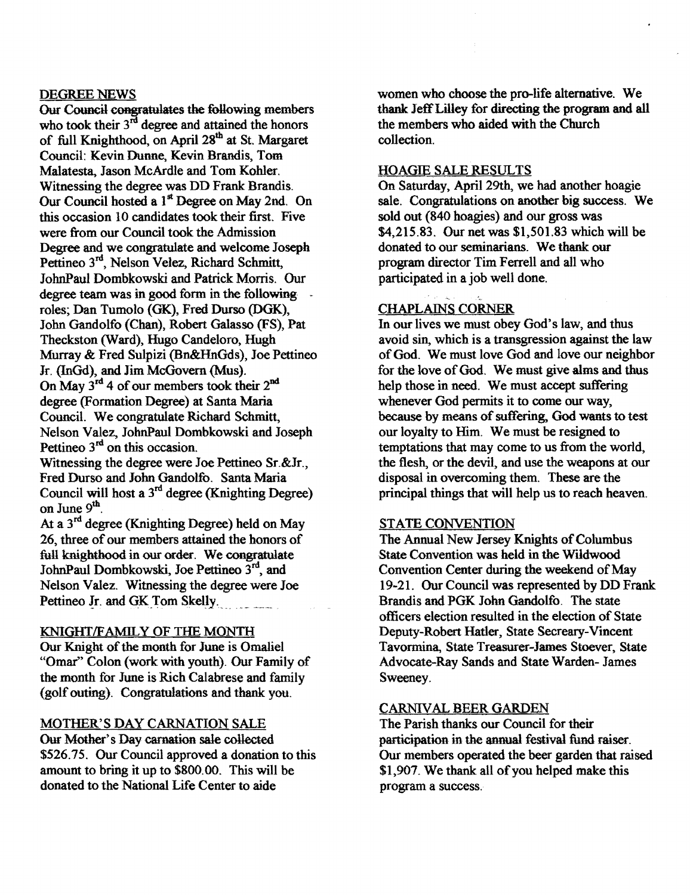## DEGREE NEWS

Our Council congratulates the following members who took their 3rd degree and attained the honors of full Knighthood, on April 28th at St. Margaret Council: Kevin Dunne, Kevin Brandis, Tom Malatesta, Jason McArdle and Tom Kohler. Witnessing the degree was DD Frank Brandis.

Our Council hosted a 1st Degree on May 2nd. On this occasion 10 candidates took their first. Five were from our Council took the Admission Degree and we congratulate and welcome Joseph Pettineo 3rd, Nelson Velez, Richard Schmitt, JohnPaul Dombkowski and Patrick Morris. Our degree team was in good form in the following roles; Dan Tumolo (GK), Fred Durso (DGK), John Gandolfo (Chan), Robert Galasso (FS), Pat Theckston (Ward), Hugo Candeloro, Hugh Murray & Fred Sulpizi (Bn&HnGds), Joe Pettineo Jr. (InGd), and Jim McGovern (Mus).

On May 3rd 4 of our members took their 2nd degree (Formation Degree) at Santa Maria Council. We congratulate Richard Schmitt, Nelson Valez, JohnPaul Dombkowski and Joseph Pettineo 3rd on this occasion.

Witnessing the degree were Joe Pettineo Sr.&Jr., Fred Durso and John Gandolfo. Santa Maria Council will host a 3rd degree (Knighting Degree) on June 9th.

At a 3rd degree (Knighting Degree) held on May 26, three of our members attained the honors of full knighthood in our order. We congratulate JohnPaul Dombkowski, Joe Pettineo 3rd, and Nelson Valez. Witnessing the degree were Joe Pettineo Jr. and GK Tom Skelly.

## KNIGHT/FAMILY OF THE MONTH

Our Knight of the month for June is Omaliel "Omar" Colon (work with youth). Our Family of the month for June is Rich Calabrese and family (golf outing). Congratulations and thank you.

## MOTHER'S DAY CARNATION SALE

Our Mother's Day carnation sale collected $526.75. Our Council approved a donation to this amount to bring it up to $800.00. This will be donated to the National Life Center to aide women who choose the pro-life alternative. We thank Jeff Lilley for directing the program and all the members who aided with the Church collection.

## HOAGIE SALE RESULTS

On Saturday, April 29th, we had another hoagie sale. Congratulations on another big success. We sold out (840 hoagies) and our gross was $4,215.83. Our net was $1,501.83 which will be donated to our seminarians. We thank our program director Tim Ferrell and all who participated in a job well done.

## CHAPLAINS CORNER

In our lives we must obey God's law, and thus avoid sin, which is a transgression against the law of God. We must love God and love our neighbor for the love of God. We must give alms and thus help those in need. We must accept suffering whenever God permits it to come our way, because by means of suffering, God wants to test our loyalty to Him. We must be resigned to temptations that may come to us from the world, the flesh, or the devil, and use the weapons at our disposal in overcoming them. These are the principal things that will help us to reach heaven.

## STATE CONVENTION

The Annual New Jersey Knights of Columbus State Convention was held in the Wildwood Convention Center during the weekend of May 19-21. Our Council was represented by DD Frank Brandis and PGK John Gandolfo. The state officers election resulted in the election of State Deputy-Robert Hatler, State Secreary-Vincent Tavormina, State Treasurer-James Stoever, State Advocate-Ray Sands and State Warden- James Sweeney.

## CARNIVAL BEER GARDEN

The Parish thanks our Council for their participation in the annual festival fund raiser. Our members operated the beer garden that raised $1,907. We thank all of you helped make this program a success.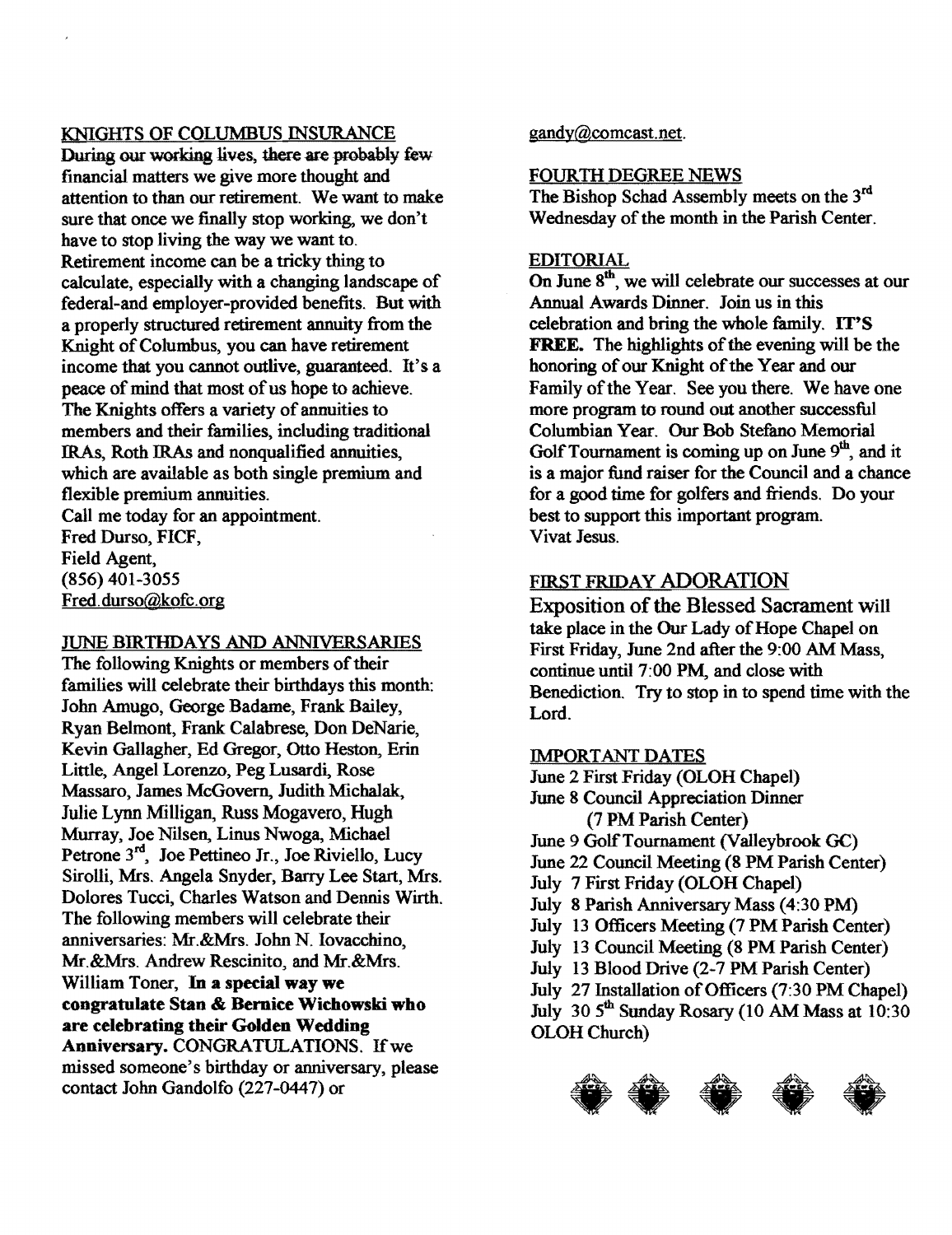## KNIGHTS OF COLUMBUS INSURANCE

During our working lives, there are probably few financial matters we give more thought and attention to than our retirement. We want to make sure that once we finally stop working, we don't have to stop living the way we want to. Retirement income can be a tricky thing to calculate, especially with a changing landscape of federal-and employer-provided benefits. But with a properly structured retirement annuity from the Knight of Columbus, you can have retirement income that you cannot outlive, guaranteed. It's a peace of mind that most of us hope to achieve. The Knights offers a variety of annuities to members and their families, including traditional IRAs, Roth IRAs and nonqualified annuities, which are available as both single premium and flexible premium annuities.

Call me today for an appointment.
Fred Durso, FICF,
Field Agent,
(856) 401-3055
Fred.durso@kofc.org

## JUNE BIRTHDAYS AND ANNIVERSARIES

The following Knights or members of their families will celebrate their birthdays this month: John Amugo, George Badame, Frank Bailey, Ryan Belmont, Frank Calabrese, Don DeNarie, Kevin Gallagher, Ed Gregor, Otto Heston, Erin Little, Angel Lorenzo, Peg Lusardi, Rose Massaro, James McGovern, Judith Michalak, Julie Lynn Milligan, Russ Mogavero, Hugh Murray, Joe Nilsen, Linus Nwoga, Michael Petrone 3rd, Joe Pettineo Jr., Joe Riviello, Lucy Sirolli, Mrs. Angela Snyder, Barry Lee Start, Mrs. Dolores Tucci, Charles Watson and Dennis Wirth. The following members will celebrate their anniversaries: Mr.&Mrs. John N. Iovacchino, Mr.&Mrs. Andrew Rescinito, and Mr.&Mrs. William Toner, **In a special way we congratulate Stan & Bernice Wichowski who are celebrating their Golden Wedding Anniversary.** CONGRATULATIONS. If we missed someone's birthday or anniversary, please contact John Gandolfo (227-0447) or gandy@comcast.net.

## FOURTH DEGREE NEWS

The Bishop Schad Assembly meets on the 3rd Wednesday of the month in the Parish Center.

## EDITORIAL

On June 8th, we will celebrate our successes at our Annual Awards Dinner. Join us in this celebration and bring the whole family. **IT'S FREE.** The highlights of the evening will be the honoring of our Knight of the Year and our Family of the Year. See you there. We have one more program to round out another successful Columbian Year. Our Bob Stefano Memorial Golf Tournament is coming up on June 9th, and it is a major fund raiser for the Council and a chance for a good time for golfers and friends. Do your best to support this important program.
Vivat Jesus.

## FIRST FRIDAY ADORATION

Exposition of the Blessed Sacrament will take place in the Our Lady of Hope Chapel on First Friday, June 2nd after the 9:00 AM Mass, continue until 7:00 PM, and close with Benediction. Try to stop in to spend time with the Lord.

## IMPORTANT DATES

- June 2 First Friday (OLOH Chapel)
- June 8 Council Appreciation Dinner (7 PM Parish Center)
- June 9 Golf Tournament (Valleybrook GC)
- June 22 Council Meeting (8 PM Parish Center)
- July 7 First Friday (OLOH Chapel)
- July 8 Parish Anniversary Mass (4:30 PM)
- July 13 Officers Meeting (7 PM Parish Center)
- July 13 Council Meeting (8 PM Parish Center)
- July 13 Blood Drive (2-7 PM Parish Center)
- July 27 Installation of Officers (7:30 PM Chapel)
- July 30 5th Sunday Rosary (10 AM Mass at 10:30 OLOH Church)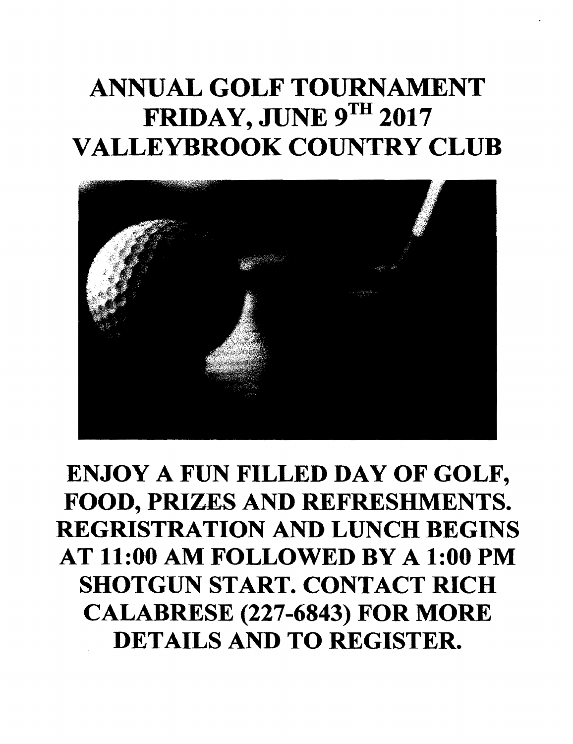# ANNUAL GOLF TOURNAMENT
# FRIDAY, JUNE 9TH 2017
# VALLEYBROOK COUNTRY CLUB

**ENJOY A FUN FILLED DAY OF GOLF, FOOD, PRIZES AND REFRESHMENTS. REGRISTRATION AND LUNCH BEGINS AT 11:00 AM FOLLOWED BY A 1:00 PM SHOTGUN START. CONTACT RICH CALABRESE (227-6843) FOR MORE DETAILS AND TO REGISTER.**